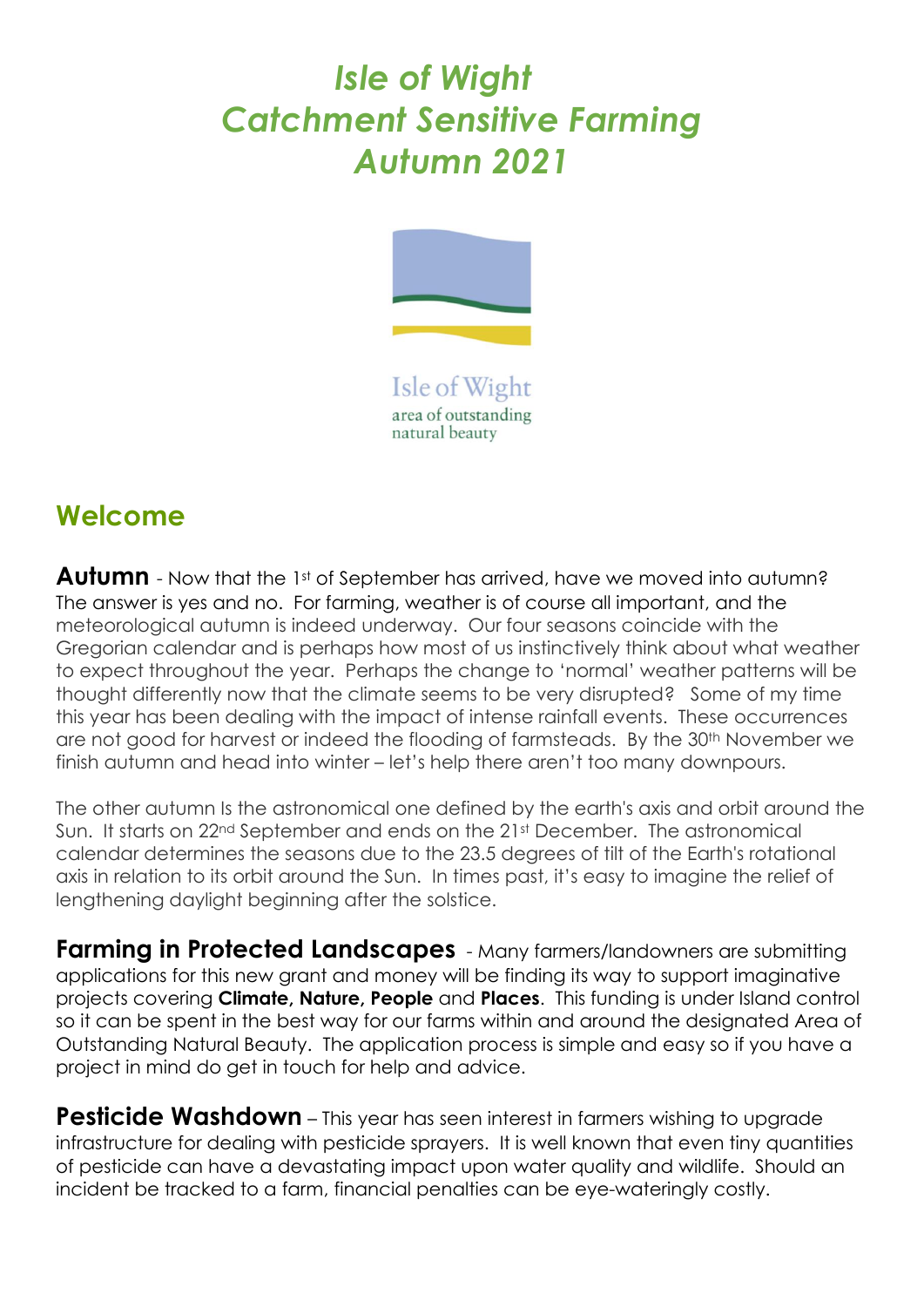# *Isle of Wight Catchment Sensitive Farming Autumn 2021*

Isle of Wight
area of outstanding
natural beauty

## Welcome

**Autumn** - Now that the 1st of September has arrived, have we moved into autumn? The answer is yes and no. For farming, weather is of course all important, and the meteorological autumn is indeed underway. Our four seasons coincide with the Gregorian calendar and is perhaps how most of us instinctively think about what weather to expect throughout the year. Perhaps the change to 'normal' weather patterns will be thought differently now that the climate seems to be very disrupted? Some of my time this year has been dealing with the impact of intense rainfall events. These occurrences are not good for harvest or indeed the flooding of farmsteads. By the 30th November we finish autumn and head into winter – let's help there aren't too many downpours.

The other autumn Is the astronomical one defined by the earth's axis and orbit around the Sun. It starts on 22nd September and ends on the 21st December. The astronomical calendar determines the seasons due to the 23.5 degrees of tilt of the Earth's rotational axis in relation to its orbit around the Sun. In times past, it's easy to imagine the relief of lengthening daylight beginning after the solstice.

**Farming in Protected Landscapes** - Many farmers/landowners are submitting applications for this new grant and money will be finding its way to support imaginative projects covering **Climate, Nature, People** and **Places**. This funding is under Island control so it can be spent in the best way for our farms within and around the designated Area of Outstanding Natural Beauty. The application process is simple and easy so if you have a project in mind do get in touch for help and advice.

**Pesticide Washdown** – This year has seen interest in farmers wishing to upgrade infrastructure for dealing with pesticide sprayers. It is well known that even tiny quantities of pesticide can have a devastating impact upon water quality and wildlife. Should an incident be tracked to a farm, financial penalties can be eye-wateringly costly.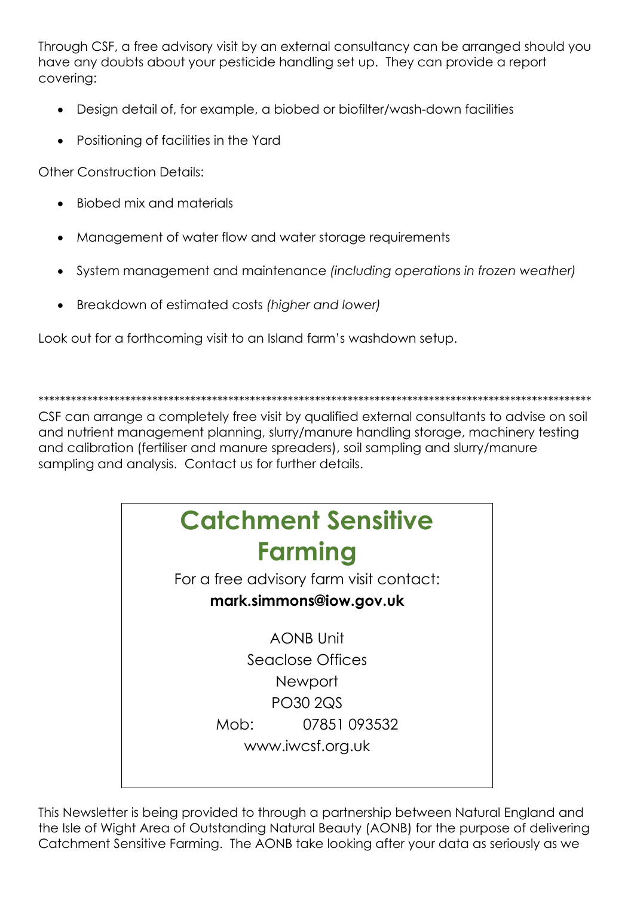Through CSF, a free advisory visit by an external consultancy can be arranged should you have any doubts about your pesticide handling set up. They can provide a report covering:

- Design detail of, for example, a biobed or biofilter/wash-down facilities
- Positioning of facilities in the Yard

Other Construction Details:

- Biobed mix and materials
- Management of water flow and water storage requirements
- System management and maintenance *(including operations in frozen weather)*
- Breakdown of estimated costs *(higher and lower)*

Look out for a forthcoming visit to an Island farm's washdown setup.

*****************************************************************************************************

CSF can arrange a completely free visit by qualified external consultants to advise on soil and nutrient management planning, slurry/manure handling storage, machinery testing and calibration (fertiliser and manure spreaders), soil sampling and slurry/manure sampling and analysis. Contact us for further details.

## Catchment Sensitive Farming

For a free advisory farm visit contact:

**mark.simmons@iow.gov.uk**

AONB Unit
Seaclose Offices
Newport
PO30 2QS
Mob: 07851 093532
www.iwcsf.org.uk

This Newsletter is being provided to through a partnership between Natural England and the Isle of Wight Area of Outstanding Natural Beauty (AONB) for the purpose of delivering Catchment Sensitive Farming. The AONB take looking after your data as seriously as we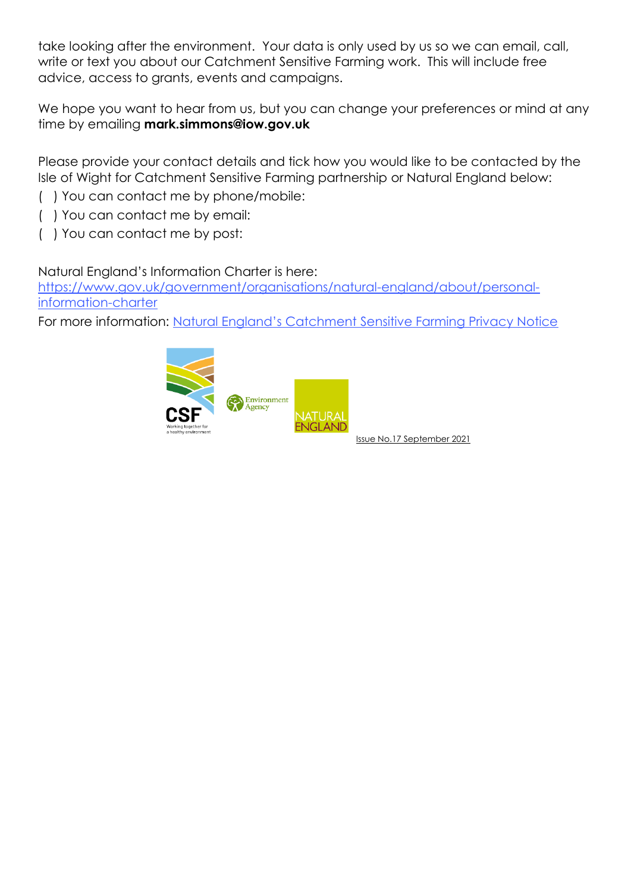take looking after the environment. Your data is only used by us so we can email, call, write or text you about our Catchment Sensitive Farming work. This will include free advice, access to grants, events and campaigns.

We hope you want to hear from us, but you can change your preferences or mind at any time by emailing **mark.simmons@iow.gov.uk**

Please provide your contact details and tick how you would like to be contacted by the Isle of Wight for Catchment Sensitive Farming partnership or Natural England below:

( ) You can contact me by phone/mobile:

( ) You can contact me by email:

( ) You can contact me by post:

Natural England's Information Charter is here:
[https://www.gov.uk/government/organisations/natural-england/about/personal-information-charter](https://www.gov.uk/government/organisations/natural-england/about/personal-information-charter)

For more information: Natural England's Catchment Sensitive Farming Privacy Notice

CSF Working together for a healthy environment

Environment Agency

NATURAL ENGLAND

Issue No.17 September 2021